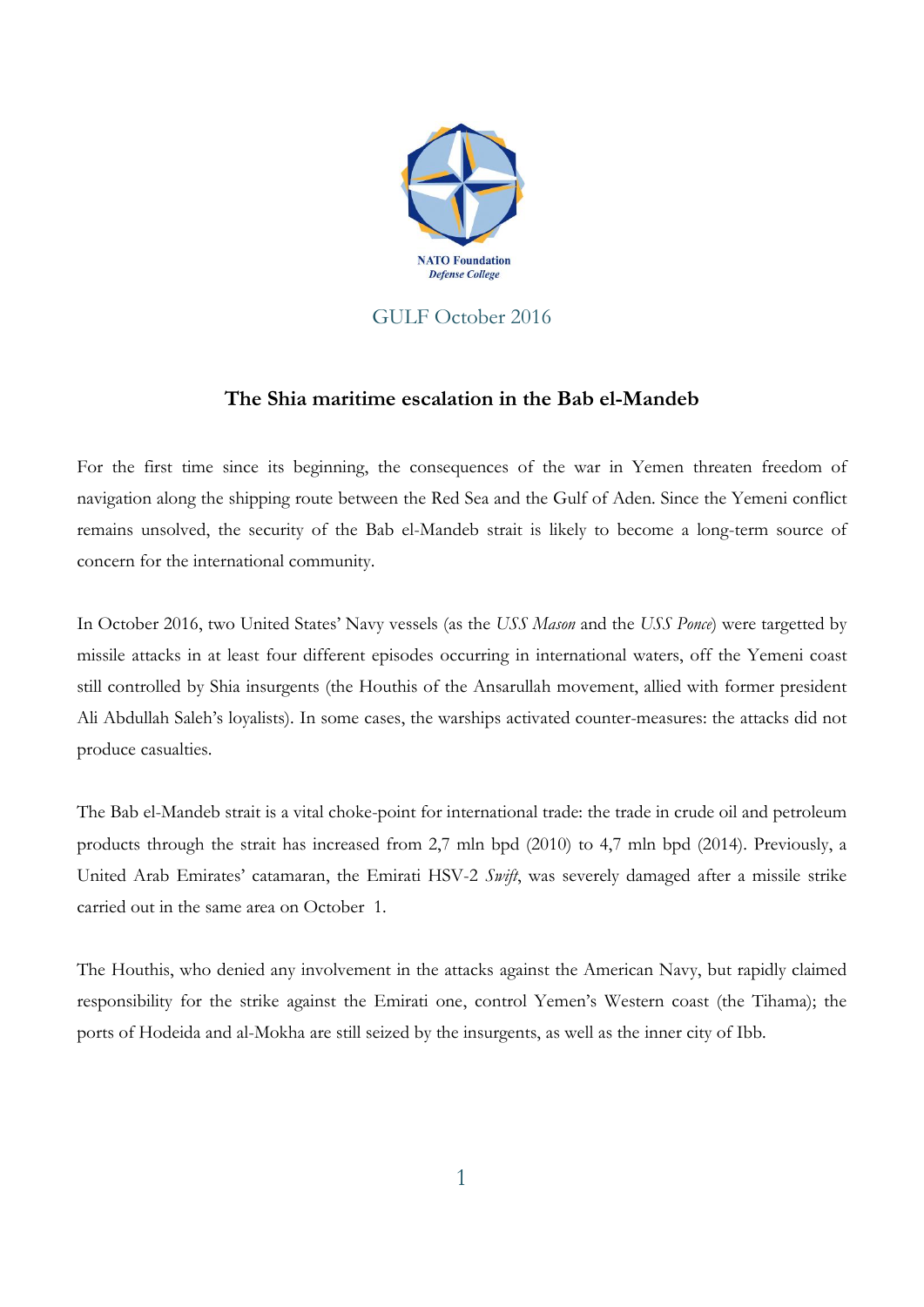NATO Foundation
*Defense College*

GULF October 2016

# The Shia maritime escalation in the Bab el-Mandeb

For the first time since its beginning, the consequences of the war in Yemen threaten freedom of navigation along the shipping route between the Red Sea and the Gulf of Aden. Since the Yemeni conflict remains unsolved, the security of the Bab el-Mandeb strait is likely to become a long-term source of concern for the international community.

In October 2016, two United States' Navy vessels (as the *USS Mason* and the *USS Ponce*) were targetted by missile attacks in at least four different episodes occurring in international waters, off the Yemeni coast still controlled by Shia insurgents (the Houthis of the Ansarullah movement, allied with former president Ali Abdullah Saleh's loyalists). In some cases, the warships activated counter-measures: the attacks did not produce casualties.

The Bab el-Mandeb strait is a vital choke-point for international trade: the trade in crude oil and petroleum products through the strait has increased from 2,7 mln bpd (2010) to 4,7 mln bpd (2014). Previously, a United Arab Emirates' catamaran, the Emirati HSV-2 *Swift*, was severely damaged after a missile strike carried out in the same area on October 1.

The Houthis, who denied any involvement in the attacks against the American Navy, but rapidly claimed responsibility for the strike against the Emirati one, control Yemen's Western coast (the Tihama); the ports of Hodeida and al-Mokha are still seized by the insurgents, as well as the inner city of Ibb.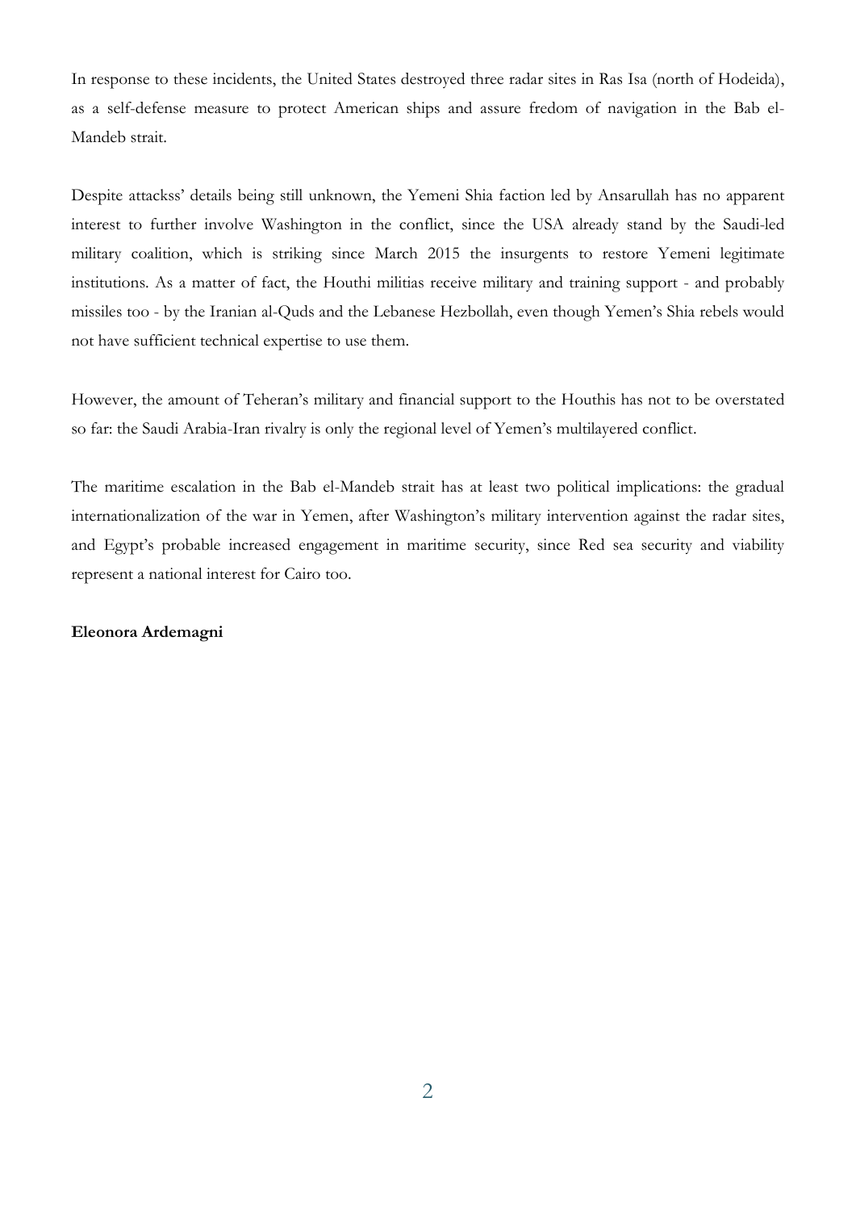In response to these incidents, the United States destroyed three radar sites in Ras Isa (north of Hodeida), as a self-defense measure to protect American ships and assure fredom of navigation in the Bab el-Mandeb strait.

Despite attackss' details being still unknown, the Yemeni Shia faction led by Ansarullah has no apparent interest to further involve Washington in the conflict, since the USA already stand by the Saudi-led military coalition, which is striking since March 2015 the insurgents to restore Yemeni legitimate institutions. As a matter of fact, the Houthi militias receive military and training support - and probably missiles too - by the Iranian al-Quds and the Lebanese Hezbollah, even though Yemen's Shia rebels would not have sufficient technical expertise to use them.

However, the amount of Teheran's military and financial support to the Houthis has not to be overstated so far: the Saudi Arabia-Iran rivalry is only the regional level of Yemen's multilayered conflict.

The maritime escalation in the Bab el-Mandeb strait has at least two political implications: the gradual internationalization of the war in Yemen, after Washington's military intervention against the radar sites, and Egypt's probable increased engagement in maritime security, since Red sea security and viability represent a national interest for Cairo too.

**Eleonora Ardemagni**